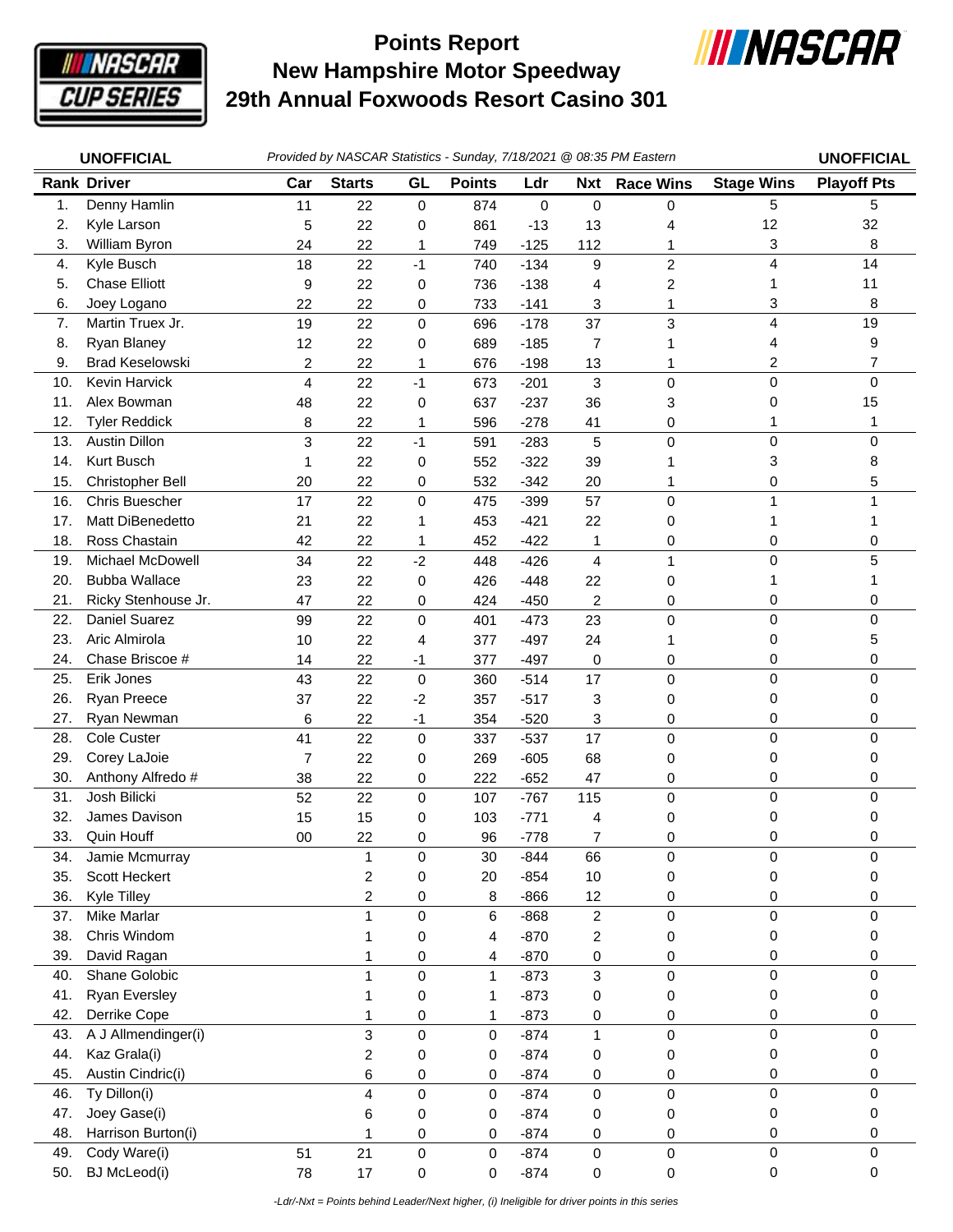# Points Report
# New Hampshire Motor Speedway
# 29th Annual Foxwoods Resort Casino 301

**UNOFFICIAL** *Provided by NASCAR Statistics - Sunday, 7/18/2021 @ 08:35 PM Eastern* **UNOFFICIAL**

| Rank | Driver | Car | Starts | GL | Points | Ldr | Nxt | Race Wins | Stage Wins | Playoff Pts |
|---|---|---|---|---|---|---|---|---|---|---|
| 1. | Denny Hamlin | 11 | 22 | 0 | 874 | 0 | 0 | 0 | 5 | 5 |
| 2. | Kyle Larson | 5 | 22 | 0 | 861 | -13 | 13 | 4 | 12 | 32 |
| 3. | William Byron | 24 | 22 | 1 | 749 | -125 | 112 | 1 | 3 | 8 |
| 4. | Kyle Busch | 18 | 22 | -1 | 740 | -134 | 9 | 2 | 4 | 14 |
| 5. | Chase Elliott | 9 | 22 | 0 | 736 | -138 | 4 | 2 | 1 | 11 |
| 6. | Joey Logano | 22 | 22 | 0 | 733 | -141 | 3 | 1 | 3 | 8 |
| 7. | Martin Truex Jr. | 19 | 22 | 0 | 696 | -178 | 37 | 3 | 4 | 19 |
| 8. | Ryan Blaney | 12 | 22 | 0 | 689 | -185 | 7 | 1 | 4 | 9 |
| 9. | Brad Keselowski | 2 | 22 | 1 | 676 | -198 | 13 | 1 | 2 | 7 |
| 10. | Kevin Harvick | 4 | 22 | -1 | 673 | -201 | 3 | 0 | 0 | 0 |
| 11. | Alex Bowman | 48 | 22 | 0 | 637 | -237 | 36 | 3 | 0 | 15 |
| 12. | Tyler Reddick | 8 | 22 | 1 | 596 | -278 | 41 | 0 | 1 | 1 |
| 13. | Austin Dillon | 3 | 22 | -1 | 591 | -283 | 5 | 0 | 0 | 0 |
| 14. | Kurt Busch | 1 | 22 | 0 | 552 | -322 | 39 | 1 | 3 | 8 |
| 15. | Christopher Bell | 20 | 22 | 0 | 532 | -342 | 20 | 1 | 0 | 5 |
| 16. | Chris Buescher | 17 | 22 | 0 | 475 | -399 | 57 | 0 | 1 | 1 |
| 17. | Matt DiBenedetto | 21 | 22 | 1 | 453 | -421 | 22 | 0 | 1 | 1 |
| 18. | Ross Chastain | 42 | 22 | 1 | 452 | -422 | 1 | 0 | 0 | 0 |
| 19. | Michael McDowell | 34 | 22 | -2 | 448 | -426 | 4 | 1 | 0 | 5 |
| 20. | Bubba Wallace | 23 | 22 | 0 | 426 | -448 | 22 | 0 | 1 | 1 |
| 21. | Ricky Stenhouse Jr. | 47 | 22 | 0 | 424 | -450 | 2 | 0 | 0 | 0 |
| 22. | Daniel Suarez | 99 | 22 | 0 | 401 | -473 | 23 | 0 | 0 | 0 |
| 23. | Aric Almirola | 10 | 22 | 4 | 377 | -497 | 24 | 1 | 0 | 5 |
| 24. | Chase Briscoe # | 14 | 22 | -1 | 377 | -497 | 0 | 0 | 0 | 0 |
| 25. | Erik Jones | 43 | 22 | 0 | 360 | -514 | 17 | 0 | 0 | 0 |
| 26. | Ryan Preece | 37 | 22 | -2 | 357 | -517 | 3 | 0 | 0 | 0 |
| 27. | Ryan Newman | 6 | 22 | -1 | 354 | -520 | 3 | 0 | 0 | 0 |
| 28. | Cole Custer | 41 | 22 | 0 | 337 | -537 | 17 | 0 | 0 | 0 |
| 29. | Corey LaJoie | 7 | 22 | 0 | 269 | -605 | 68 | 0 | 0 | 0 |
| 30. | Anthony Alfredo # | 38 | 22 | 0 | 222 | -652 | 47 | 0 | 0 | 0 |
| 31. | Josh Bilicki | 52 | 22 | 0 | 107 | -767 | 115 | 0 | 0 | 0 |
| 32. | James Davison | 15 | 15 | 0 | 103 | -771 | 4 | 0 | 0 | 0 |
| 33. | Quin Houff | 00 | 22 | 0 | 96 | -778 | 7 | 0 | 0 | 0 |
| 34. | Jamie Mcmurray | | 1 | 0 | 30 | -844 | 66 | 0 | 0 | 0 |
| 35. | Scott Heckert | | 2 | 0 | 20 | -854 | 10 | 0 | 0 | 0 |
| 36. | Kyle Tilley | | 2 | 0 | 8 | -866 | 12 | 0 | 0 | 0 |
| 37. | Mike Marlar | | 1 | 0 | 6 | -868 | 2 | 0 | 0 | 0 |
| 38. | Chris Windom | | 1 | 0 | 4 | -870 | 2 | 0 | 0 | 0 |
| 39. | David Ragan | | 1 | 0 | 4 | -870 | 0 | 0 | 0 | 0 |
| 40. | Shane Golobic | | 1 | 0 | 1 | -873 | 3 | 0 | 0 | 0 |
| 41. | Ryan Eversley | | 1 | 0 | 1 | -873 | 0 | 0 | 0 | 0 |
| 42. | Derrike Cope | | 1 | 0 | 1 | -873 | 0 | 0 | 0 | 0 |
| 43. | A J Allmendinger(i) | | 3 | 0 | 0 | -874 | 1 | 0 | 0 | 0 |
| 44. | Kaz Grala(i) | | 2 | 0 | 0 | -874 | 0 | 0 | 0 | 0 |
| 45. | Austin Cindric(i) | | 6 | 0 | 0 | -874 | 0 | 0 | 0 | 0 |
| 46. | Ty Dillon(i) | | 4 | 0 | 0 | -874 | 0 | 0 | 0 | 0 |
| 47. | Joey Gase(i) | | 6 | 0 | 0 | -874 | 0 | 0 | 0 | 0 |
| 48. | Harrison Burton(i) | | 1 | 0 | 0 | -874 | 0 | 0 | 0 | 0 |
| 49. | Cody Ware(i) | 51 | 21 | 0 | 0 | -874 | 0 | 0 | 0 | 0 |
| 50. | BJ McLeod(i) | 78 | 17 | 0 | 0 | -874 | 0 | 0 | 0 | 0 |

*-Ldr/-Nxt = Points behind Leader/Next higher, (i) Ineligible for driver points in this series*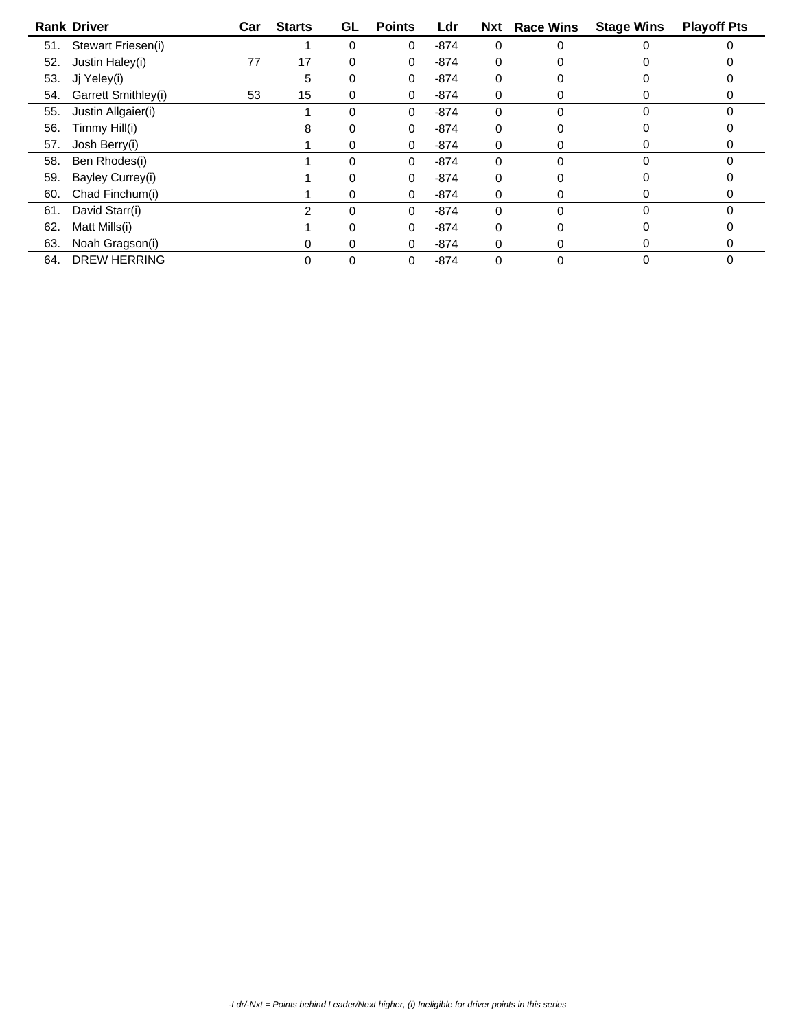| Rank | Driver | Car | Starts | GL | Points | Ldr | Nxt | Race Wins | Stage Wins | Playoff Pts |
|---|---|---|---|---|---|---|---|---|---|---|
| 51. | Stewart Friesen(i) | | 1 | 0 | 0 | -874 | 0 | 0 | 0 | 0 |
| 52. | Justin Haley(i) | 77 | 17 | 0 | 0 | -874 | 0 | 0 | 0 | 0 |
| 53. | Jj Yeley(i) | | 5 | 0 | 0 | -874 | 0 | 0 | 0 | 0 |
| 54. | Garrett Smithley(i) | 53 | 15 | 0 | 0 | -874 | 0 | 0 | 0 | 0 |
| 55. | Justin Allgaier(i) | | 1 | 0 | 0 | -874 | 0 | 0 | 0 | 0 |
| 56. | Timmy Hill(i) | | 8 | 0 | 0 | -874 | 0 | 0 | 0 | 0 |
| 57. | Josh Berry(i) | | 1 | 0 | 0 | -874 | 0 | 0 | 0 | 0 |
| 58. | Ben Rhodes(i) | | 1 | 0 | 0 | -874 | 0 | 0 | 0 | 0 |
| 59. | Bayley Currey(i) | | 1 | 0 | 0 | -874 | 0 | 0 | 0 | 0 |
| 60. | Chad Finchum(i) | | 1 | 0 | 0 | -874 | 0 | 0 | 0 | 0 |
| 61. | David Starr(i) | | 2 | 0 | 0 | -874 | 0 | 0 | 0 | 0 |
| 62. | Matt Mills(i) | | 1 | 0 | 0 | -874 | 0 | 0 | 0 | 0 |
| 63. | Noah Gragson(i) | | 0 | 0 | 0 | -874 | 0 | 0 | 0 | 0 |
| 64. | DREW HERRING | | 0 | 0 | 0 | -874 | 0 | 0 | 0 | 0 |

*-Ldr/-Nxt = Points behind Leader/Next higher, (i) Ineligible for driver points in this series*